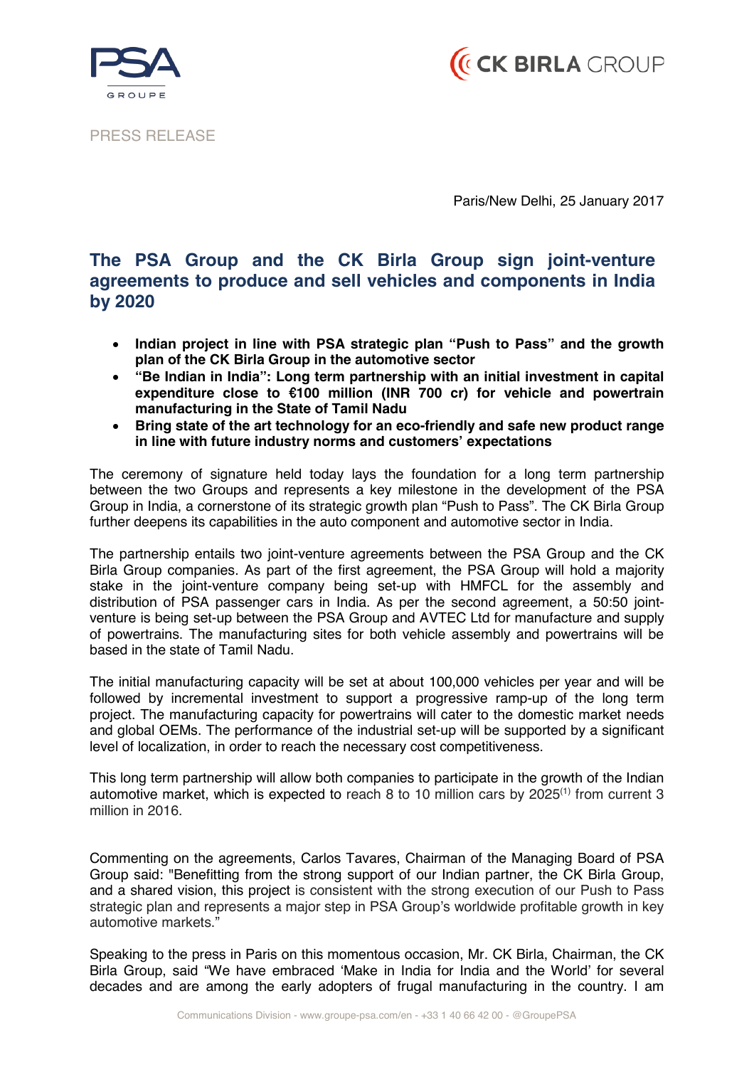PRESS RELEASE

Paris/New Delhi, 25 January 2017

# The PSA Group and the CK Birla Group sign joint-venture agreements to produce and sell vehicles and components in India by 2020

- **Indian project in line with PSA strategic plan "Push to Pass" and the growth plan of the CK Birla Group in the automotive sector**
- **"Be Indian in India": Long term partnership with an initial investment in capital expenditure close to €100 million (INR 700 cr) for vehicle and powertrain manufacturing in the State of Tamil Nadu**
- **Bring state of the art technology for an eco-friendly and safe new product range in line with future industry norms and customers' expectations**

The ceremony of signature held today lays the foundation for a long term partnership between the two Groups and represents a key milestone in the development of the PSA Group in India, a cornerstone of its strategic growth plan "Push to Pass". The CK Birla Group further deepens its capabilities in the auto component and automotive sector in India.

The partnership entails two joint-venture agreements between the PSA Group and the CK Birla Group companies. As part of the first agreement, the PSA Group will hold a majority stake in the joint-venture company being set-up with HMFCL for the assembly and distribution of PSA passenger cars in India. As per the second agreement, a 50:50 joint-venture is being set-up between the PSA Group and AVTEC Ltd for manufacture and supply of powertrains. The manufacturing sites for both vehicle assembly and powertrains will be based in the state of Tamil Nadu.

The initial manufacturing capacity will be set at about 100,000 vehicles per year and will be followed by incremental investment to support a progressive ramp-up of the long term project. The manufacturing capacity for powertrains will cater to the domestic market needs and global OEMs. The performance of the industrial set-up will be supported by a significant level of localization, in order to reach the necessary cost competitiveness.

This long term partnership will allow both companies to participate in the growth of the Indian automotive market, which is expected to reach 8 to 10 million cars by 2025(1) from current 3 million in 2016.

Commenting on the agreements, Carlos Tavares, Chairman of the Managing Board of PSA Group said: "Benefitting from the strong support of our Indian partner, the CK Birla Group, and a shared vision, this project is consistent with the strong execution of our Push to Pass strategic plan and represents a major step in PSA Group's worldwide profitable growth in key automotive markets."

Speaking to the press in Paris on this momentous occasion, Mr. CK Birla, Chairman, the CK Birla Group, said "We have embraced 'Make in India for India and the World' for several decades and are among the early adopters of frugal manufacturing in the country. I am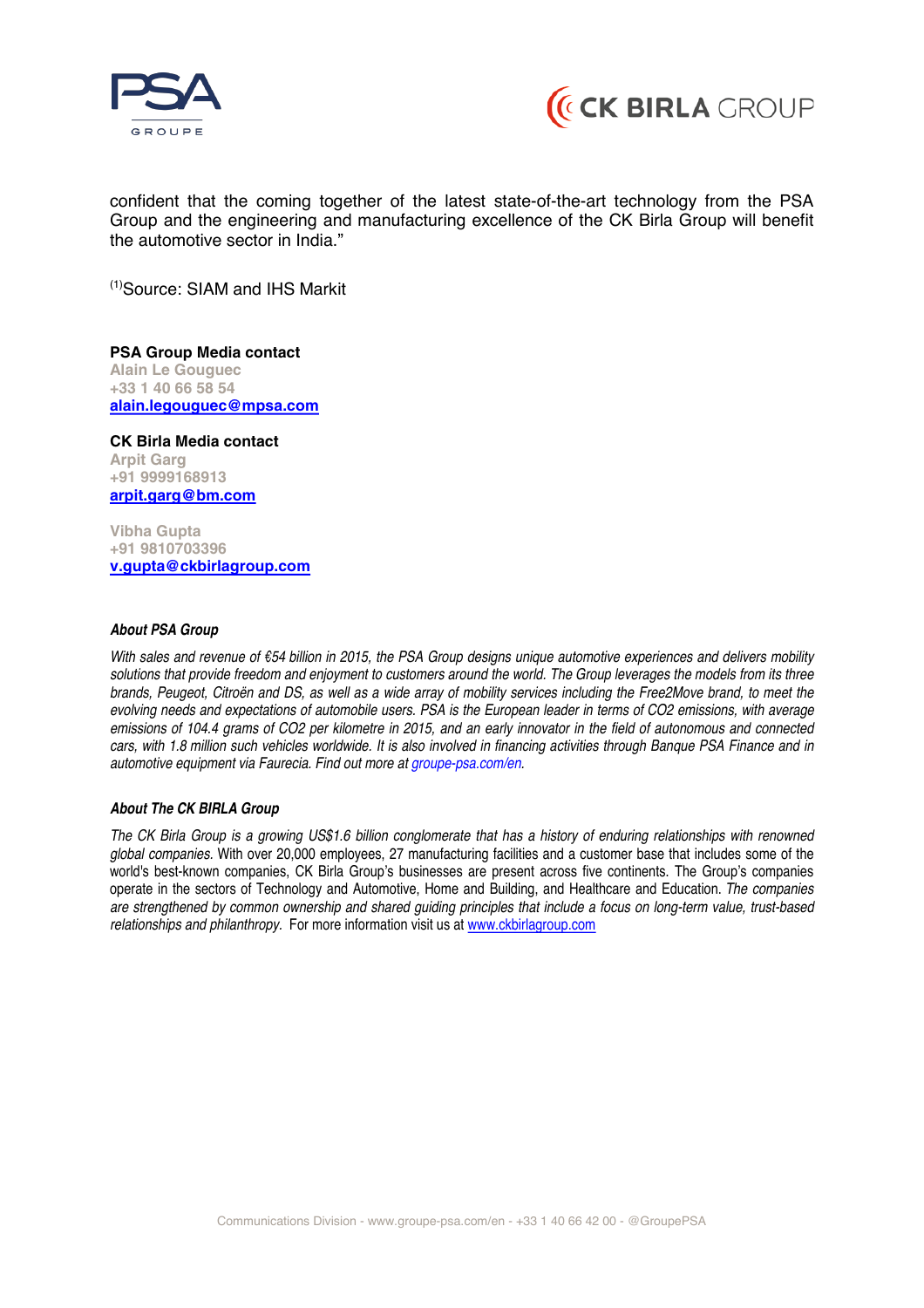confident that the coming together of the latest state-of-the-art technology from the PSA Group and the engineering and manufacturing excellence of the CK Birla Group will benefit the automotive sector in India."

(1)Source: SIAM and IHS Markit

**PSA Group Media contact**
Alain Le Gouguec
+33 1 40 66 58 54
alain.legouguec@mpsa.com

**CK Birla Media contact**
Arpit Garg
+91 9999168913
arpit.garg@bm.com

Vibha Gupta
+91 9810703396
v.gupta@ckbirlagroup.com

***About PSA Group***

*With sales and revenue of €54 billion in 2015, the PSA Group designs unique automotive experiences and delivers mobility solutions that provide freedom and enjoyment to customers around the world. The Group leverages the models from its three brands, Peugeot, Citroën and DS, as well as a wide array of mobility services including the Free2Move brand, to meet the evolving needs and expectations of automobile users. PSA is the European leader in terms of CO2 emissions, with average emissions of 104.4 grams of CO2 per kilometre in 2015, and an early innovator in the field of autonomous and connected cars, with 1.8 million such vehicles worldwide. It is also involved in financing activities through Banque PSA Finance and in automotive equipment via Faurecia. Find out more at groupe-psa.com/en.*

***About The CK BIRLA Group***

*The CK Birla Group is a growing US$1.6 billion conglomerate that has a history of enduring relationships with renowned global companies.* With over 20,000 employees, 27 manufacturing facilities and a customer base that includes some of the world's best-known companies, CK Birla Group's businesses are present across five continents. The Group's companies operate in the sectors of Technology and Automotive, Home and Building, and Healthcare and Education. *The companies are strengthened by common ownership and shared guiding principles that include a focus on long-term value, trust-based relationships and philanthropy.* For more information visit us at www.ckbirlagroup.com